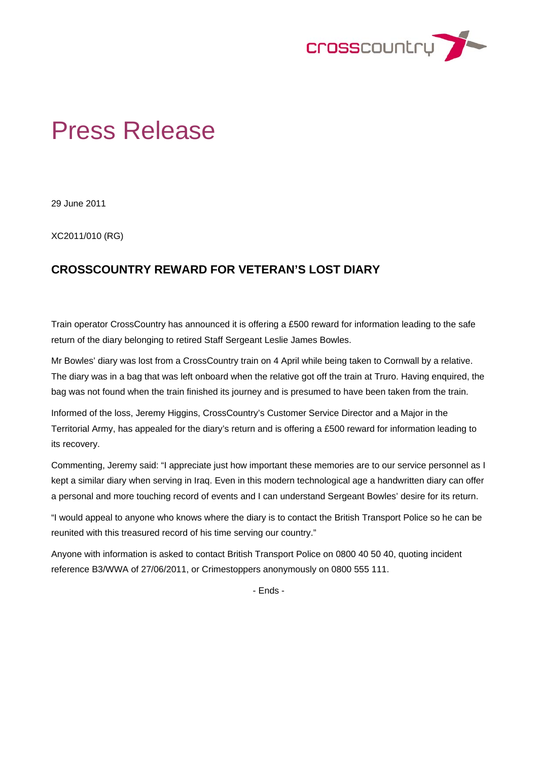crosscountry

# Press Release

29 June 2011

XC2011/010 (RG)

## CROSSCOUNTRY REWARD FOR VETERAN'S LOST DIARY

Train operator CrossCountry has announced it is offering a £500 reward for information leading to the safe return of the diary belonging to retired Staff Sergeant Leslie James Bowles.

Mr Bowles' diary was lost from a CrossCountry train on 4 April while being taken to Cornwall by a relative. The diary was in a bag that was left onboard when the relative got off the train at Truro. Having enquired, the bag was not found when the train finished its journey and is presumed to have been taken from the train.

Informed of the loss, Jeremy Higgins, CrossCountry's Customer Service Director and a Major in the Territorial Army, has appealed for the diary's return and is offering a £500 reward for information leading to its recovery.

Commenting, Jeremy said: "I appreciate just how important these memories are to our service personnel as I kept a similar diary when serving in Iraq. Even in this modern technological age a handwritten diary can offer a personal and more touching record of events and I can understand Sergeant Bowles' desire for its return.

"I would appeal to anyone who knows where the diary is to contact the British Transport Police so he can be reunited with this treasured record of his time serving our country."

Anyone with information is asked to contact British Transport Police on 0800 40 50 40, quoting incident reference B3/WWA of 27/06/2011, or Crimestoppers anonymously on 0800 555 111.

- Ends -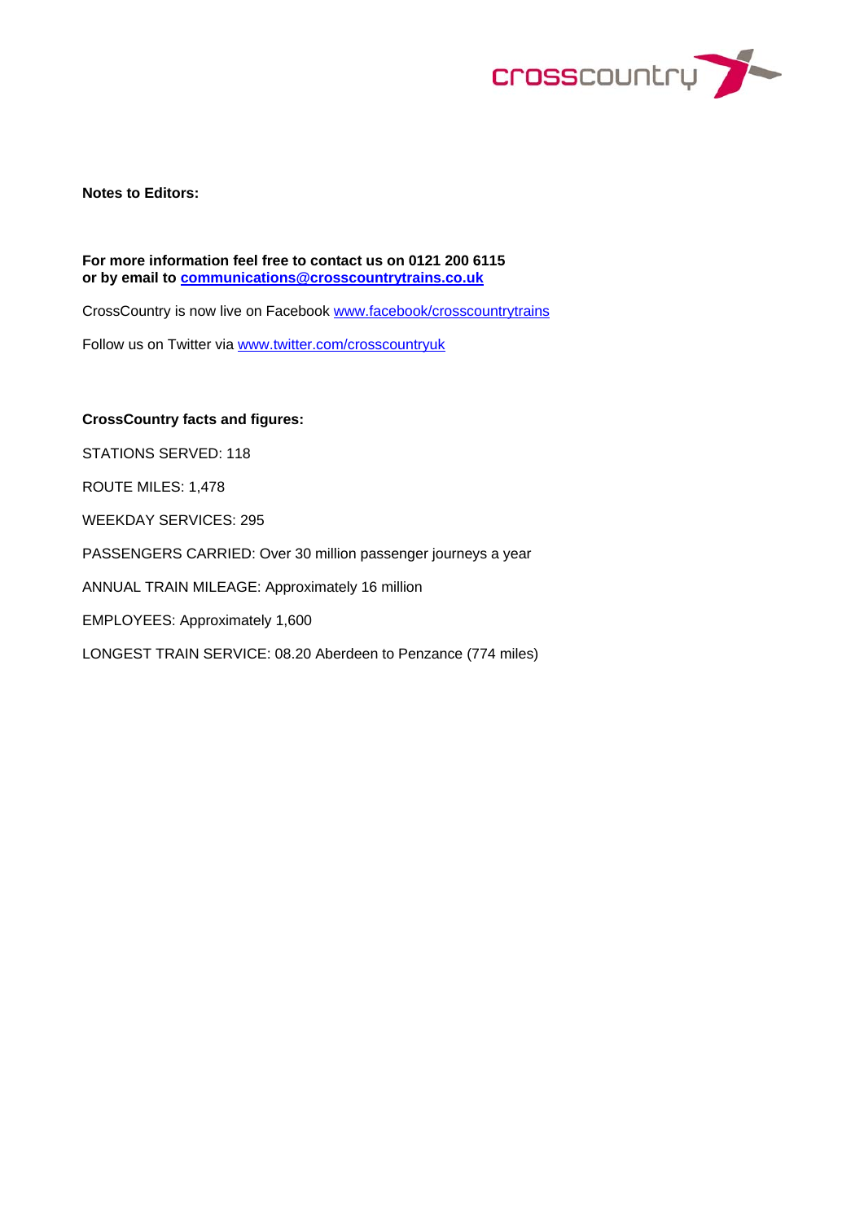**Notes to Editors:**

**For more information feel free to contact us on 0121 200 6115**
**or by email to [communications@crosscountrytrains.co.uk](mailto:communications@crosscountrytrains.co.uk)**

CrossCountry is now live on Facebook [www.facebook/crosscountrytrains](www.facebook/crosscountrytrains)

Follow us on Twitter via [www.twitter.com/crosscountryuk](www.twitter.com/crosscountryuk)

**CrossCountry facts and figures:**

STATIONS SERVED: 118

ROUTE MILES: 1,478

WEEKDAY SERVICES: 295

PASSENGERS CARRIED: Over 30 million passenger journeys a year

ANNUAL TRAIN MILEAGE: Approximately 16 million

EMPLOYEES: Approximately 1,600

LONGEST TRAIN SERVICE: 08.20 Aberdeen to Penzance (774 miles)